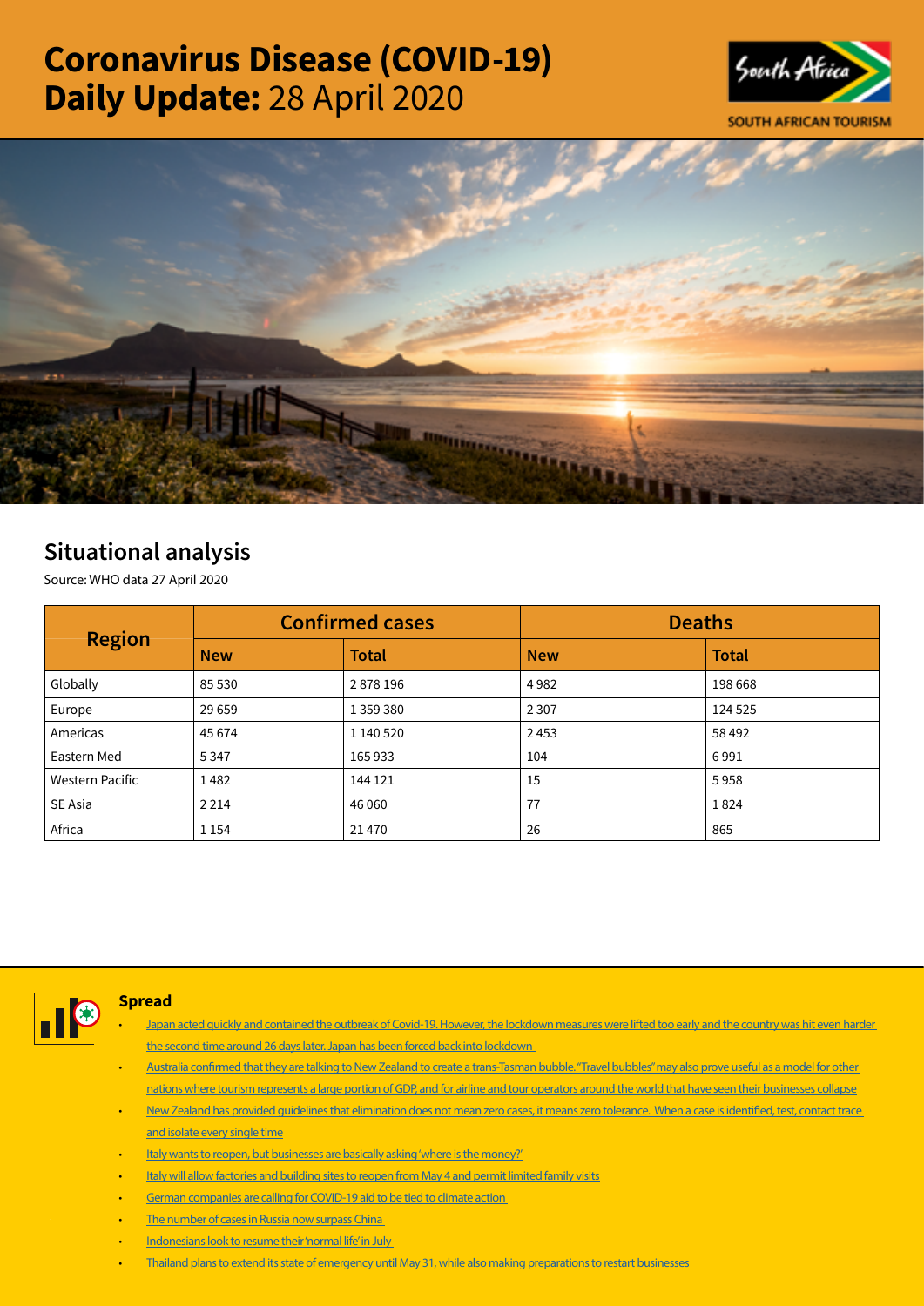# Coronavirus Disease (COVID-19) Daily Update: 28 April 2020

SOUTH AFRICAN TOURISM

## Situational analysis

Source: WHO data 27 April 2020

| Region | Confirmed cases | | Deaths | |
|---|---|---|---|---|
| | New | Total | New | Total |
| Globally | 85 530 | 2 878 196 | 4 982 | 198 668 |
| Europe | 29 659 | 1 359 380 | 2 307 | 124 525 |
| Americas | 45 674 | 1 140 520 | 2 453 | 58 492 |
| Eastern Med | 5 347 | 165 933 | 104 | 6 991 |
| Western Pacific | 1 482 | 144 121 | 15 | 5 958 |
| SE Asia | 2 214 | 46 060 | 77 | 1 824 |
| Africa | 1 154 | 21 470 | 26 | 865 |

### Spread

- Japan acted quickly and contained the outbreak of Covid-19. However, the lockdown measures were lifted too early and the country was hit even harder the second time around 26 days later. Japan has been forced back into lockdown
- Australia confirmed that they are talking to New Zealand to create a trans-Tasman bubble. "Travel bubbles" may also prove useful as a model for other nations where tourism represents a large portion of GDP, and for airline and tour operators around the world that have seen their businesses collapse
- New Zealand has provided guidelines that elimination does not mean zero cases, it means zero tolerance. When a case is identified, test, contact trace and isolate every single time
- Italy wants to reopen, but businesses are basically asking 'where is the money?'
- Italy will allow factories and building sites to reopen from May 4 and permit limited family visits
- German companies are calling for COVID-19 aid to be tied to climate action
- The number of cases in Russia now surpass China
- Indonesians look to resume their 'normal life' in July
- Thailand plans to extend its state of emergency until May 31, while also making preparations to restart businesses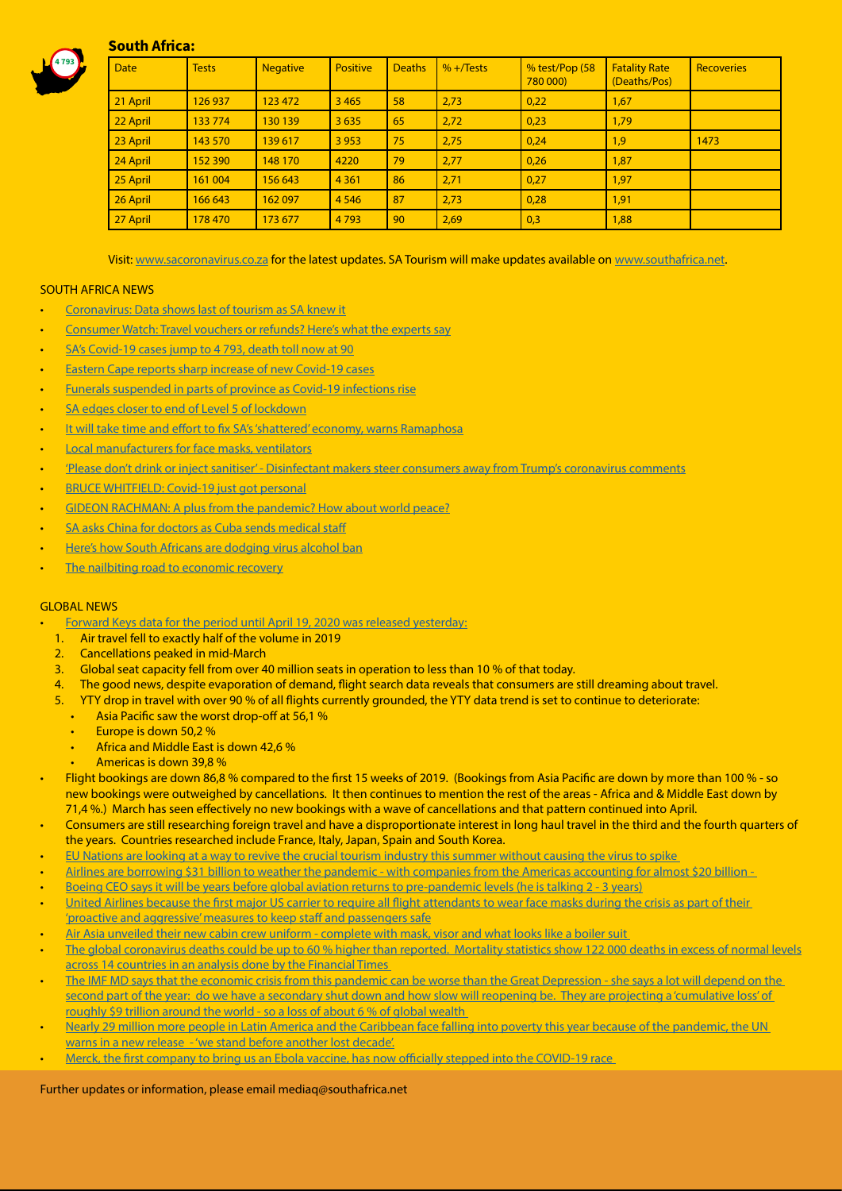## South Africa:

| Date | Tests | Negative | Positive | Deaths | % +/Tests | % test/Pop (58 780 000) | Fatality Rate (Deaths/Pos) | Recoveries |
|---|---|---|---|---|---|---|---|---|
| 21 April | 126 937 | 123 472 | 3 465 | 58 | 2,73 | 0,22 | 1,67 | |
| 22 April | 133 774 | 130 139 | 3 635 | 65 | 2,72 | 0,23 | 1,79 | |
| 23 April | 143 570 | 139 617 | 3 953 | 75 | 2,75 | 0,24 | 1,9 | 1473 |
| 24 April | 152 390 | 148 170 | 4220 | 79 | 2,77 | 0,26 | 1,87 | |
| 25 April | 161 004 | 156 643 | 4 361 | 86 | 2,71 | 0,27 | 1,97 | |
| 26 April | 166 643 | 162 097 | 4 546 | 87 | 2,73 | 0,28 | 1,91 | |
| 27 April | 178 470 | 173 677 | 4 793 | 90 | 2,69 | 0,3 | 1,88 | |

Visit: www.sacoronavirus.co.za for the latest updates. SA Tourism will make updates available on www.southafrica.net.

SOUTH AFRICA NEWS

- Coronavirus: Data shows last of tourism as SA knew it
- Consumer Watch: Travel vouchers or refunds? Here's what the experts say
- SA's Covid-19 cases jump to 4 793, death toll now at 90
- Eastern Cape reports sharp increase of new Covid-19 cases
- Funerals suspended in parts of province as Covid-19 infections rise
- SA edges closer to end of Level 5 of lockdown
- It will take time and effort to fix SA's 'shattered' economy, warns Ramaphosa
- Local manufacturers for face masks, ventilators
- 'Please don't drink or inject sanitiser' - Disinfectant makers steer consumers away from Trump's coronavirus comments
- BRUCE WHITFIELD: Covid-19 just got personal
- GIDEON RACHMAN: A plus from the pandemic? How about world peace?
- SA asks China for doctors as Cuba sends medical staff
- Here's how South Africans are dodging virus alcohol ban
- The nailbiting road to economic recovery

GLOBAL NEWS

- Forward Keys data for the period until April 19, 2020 was released yesterday:
  1. Air travel fell to exactly half of the volume in 2019
  2. Cancellations peaked in mid-March
  3. Global seat capacity fell from over 40 million seats in operation to less than 10 % of that today.
  4. The good news, despite evaporation of demand, flight search data reveals that consumers are still dreaming about travel.
  5. YTY drop in travel with over 90 % of all flights currently grounded, the YTY data trend is set to continue to deteriorate:
     - Asia Pacific saw the worst drop-off at 56,1 %
     - Europe is down 50,2 %
     - Africa and Middle East is down 42,6 %
     - Americas is down 39,8 %
- Flight bookings are down 86,8 % compared to the first 15 weeks of 2019. (Bookings from Asia Pacific are down by more than 100 % - so new bookings were outweighed by cancellations. It then continues to mention the rest of the areas - Africa and & Middle East down by 71,4 %.) March has seen effectively no new bookings with a wave of cancellations and that pattern continued into April.
- Consumers are still researching foreign travel and have a disproportionate interest in long haul travel in the third and the fourth quarters of the years. Countries researched include France, Italy, Japan, Spain and South Korea.
- EU Nations are looking at a way to revive the crucial tourism industry this summer without causing the virus to spike
- Airlines are borrowing $31 billion to weather the pandemic - with companies from the Americas accounting for almost $20 billion -
- Boeing CEO says it will be years before global aviation returns to pre-pandemic levels (he is talking 2 - 3 years)
- United Airlines because the first major US carrier to require all flight attendants to wear face masks during the crisis as part of their 'proactive and aggressive' measures to keep staff and passengers safe
- Air Asia unveiled their new cabin crew uniform - complete with mask, visor and what looks like a boiler suit
- The global coronavirus deaths could be up to 60 % higher than reported. Mortality statistics show 122 000 deaths in excess of normal levels across 14 countries in an analysis done by the Financial Times
- The IMF MD says that the economic crisis from this pandemic can be worse than the Great Depression - she says a lot will depend on the second part of the year: do we have a secondary shut down and how slow will reopening be. They are projecting a 'cumulative loss' of roughly $9 trillion around the world - so a loss of about 6 % of global wealth
- Nearly 29 million more people in Latin America and the Caribbean face falling into poverty this year because of the pandemic, the UN warns in a new release - 'we stand before another lost decade'.
- Merck, the first company to bring us an Ebola vaccine, has now officially stepped into the COVID-19 race

Further updates or information, please email mediaq@southafrica.net